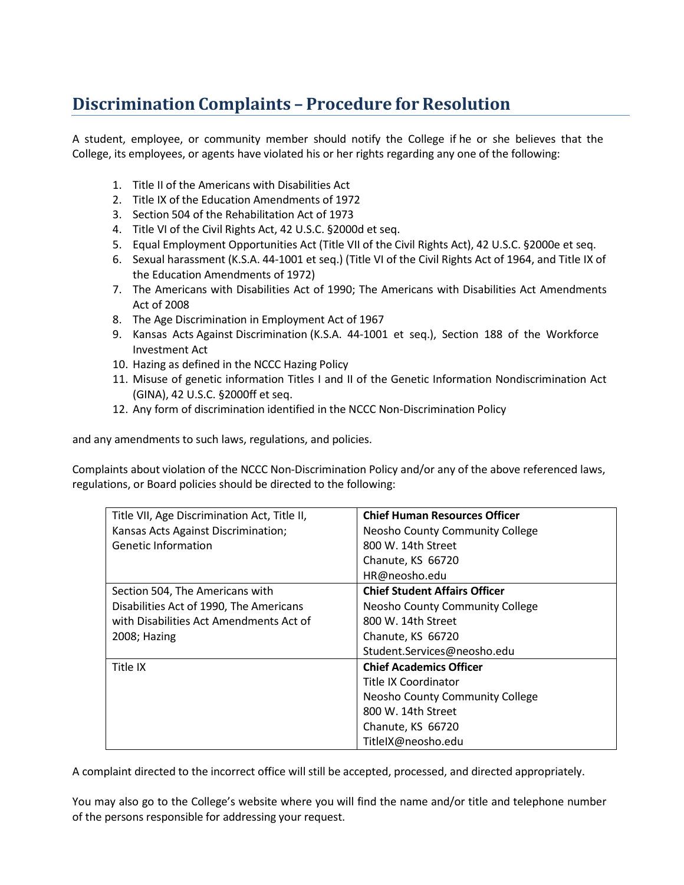## Discrimination Complaints – Procedure for Resolution

A student, employee, or community member should notify the College if he or she believes that the College, its employees, or agents have violated his or her rights regarding any one of the following:

1. Title II of the Americans with Disabilities Act
2. Title IX of the Education Amendments of 1972
3. Section 504 of the Rehabilitation Act of 1973
4. Title VI of the Civil Rights Act, 42 U.S.C. §2000d et seq.
5. Equal Employment Opportunities Act (Title VII of the Civil Rights Act), 42 U.S.C. §2000e et seq.
6. Sexual harassment (K.S.A. 44-1001 et seq.) (Title VI of the Civil Rights Act of 1964, and Title IX of the Education Amendments of 1972)
7. The Americans with Disabilities Act of 1990; The Americans with Disabilities Act Amendments Act of 2008
8. The Age Discrimination in Employment Act of 1967
9. Kansas Acts Against Discrimination (K.S.A. 44-1001 et seq.), Section 188 of the Workforce Investment Act
10. Hazing as defined in the NCCC Hazing Policy
11. Misuse of genetic information Titles I and II of the Genetic Information Nondiscrimination Act (GINA), 42 U.S.C. §2000ff et seq.
12. Any form of discrimination identified in the NCCC Non-Discrimination Policy

and any amendments to such laws, regulations, and policies.

Complaints about violation of the NCCC Non-Discrimination Policy and/or any of the above referenced laws, regulations, or Board policies should be directed to the following:

| | |
|---|---|
| Title VII, Age Discrimination Act, Title II, Kansas Acts Against Discrimination; Genetic Information | **Chief Human Resources Officer**<br>Neosho County Community College<br>800 W. 14th Street<br>Chanute, KS 66720<br>HR@neosho.edu |
| Section 504, The Americans with Disabilities Act of 1990, The Americans with Disabilities Act Amendments Act of 2008; Hazing | **Chief Student Affairs Officer**<br>Neosho County Community College<br>800 W. 14th Street<br>Chanute, KS 66720<br>Student.Services@neosho.edu |
| Title IX | **Chief Academics Officer**<br>Title IX Coordinator<br>Neosho County Community College<br>800 W. 14th Street<br>Chanute, KS 66720<br>TitleIX@neosho.edu |

A complaint directed to the incorrect office will still be accepted, processed, and directed appropriately.

You may also go to the College's website where you will find the name and/or title and telephone number of the persons responsible for addressing your request.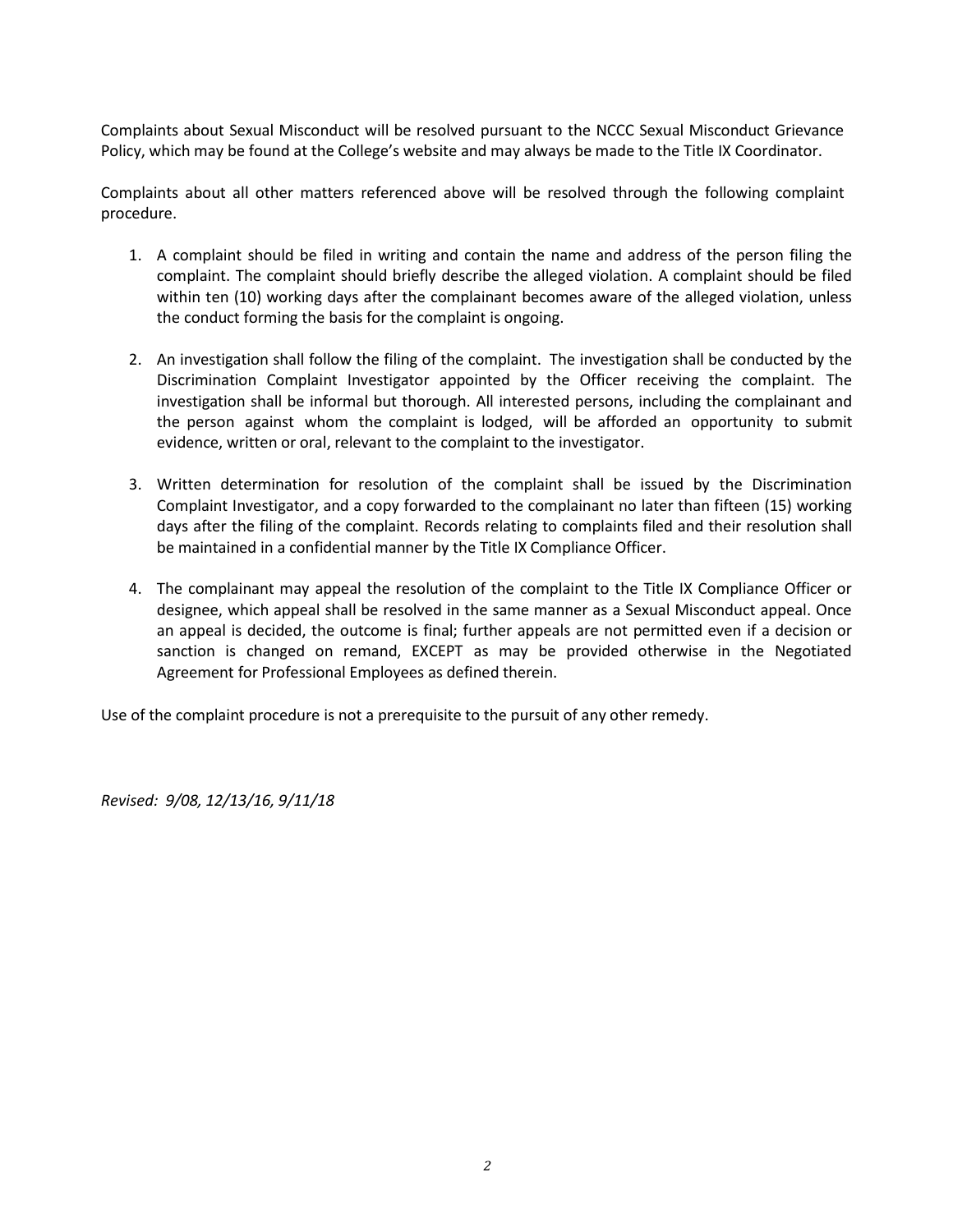Complaints about Sexual Misconduct will be resolved pursuant to the NCCC Sexual Misconduct Grievance Policy, which may be found at the College's website and may always be made to the Title IX Coordinator.

Complaints about all other matters referenced above will be resolved through the following complaint procedure.

1. A complaint should be filed in writing and contain the name and address of the person filing the complaint. The complaint should briefly describe the alleged violation. A complaint should be filed within ten (10) working days after the complainant becomes aware of the alleged violation, unless the conduct forming the basis for the complaint is ongoing.

2. An investigation shall follow the filing of the complaint. The investigation shall be conducted by the Discrimination Complaint Investigator appointed by the Officer receiving the complaint. The investigation shall be informal but thorough. All interested persons, including the complainant and the person against whom the complaint is lodged, will be afforded an opportunity to submit evidence, written or oral, relevant to the complaint to the investigator.

3. Written determination for resolution of the complaint shall be issued by the Discrimination Complaint Investigator, and a copy forwarded to the complainant no later than fifteen (15) working days after the filing of the complaint. Records relating to complaints filed and their resolution shall be maintained in a confidential manner by the Title IX Compliance Officer.

4. The complainant may appeal the resolution of the complaint to the Title IX Compliance Officer or designee, which appeal shall be resolved in the same manner as a Sexual Misconduct appeal. Once an appeal is decided, the outcome is final; further appeals are not permitted even if a decision or sanction is changed on remand, EXCEPT as may be provided otherwise in the Negotiated Agreement for Professional Employees as defined therein.

Use of the complaint procedure is not a prerequisite to the pursuit of any other remedy.

*Revised: 9/08, 12/13/16, 9/11/18*